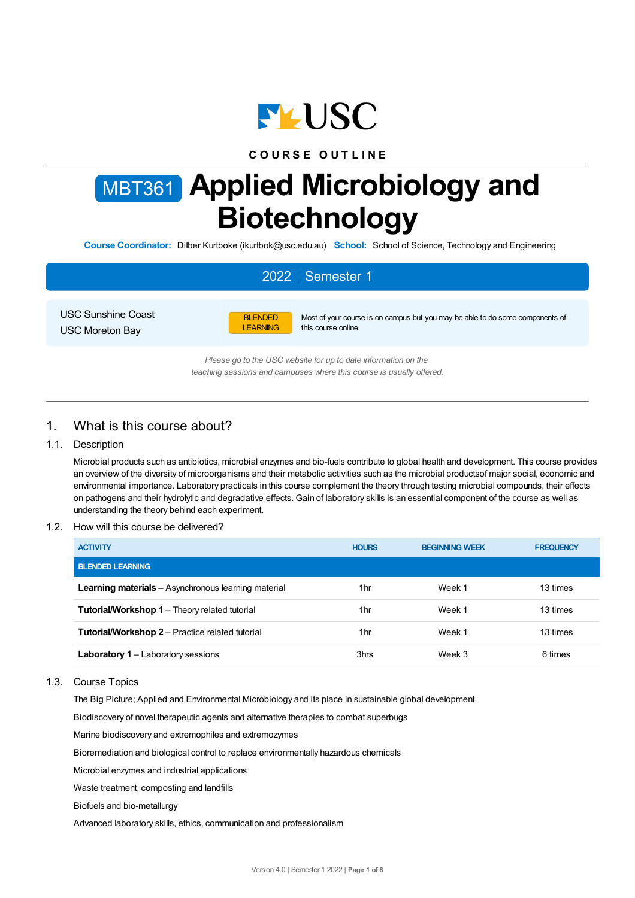COURSE OUTLINE

# MBT361 Applied Microbiology and Biotechnology

**Course Coordinator:** Dilber Kurtboke (ikurtbok@usc.edu.au) **School:** School of Science, Technology and Engineering

**2022 | Semester 1**

USC Sunshine Coast

USC Moreton Bay

BLENDED LEARNING — Most of your course is on campus but you may be able to do some components of this course online.

*Please go to the USC website for up to date information on the teaching sessions and campuses where this course is usually offered.*

## 1. What is this course about?

### 1.1. Description

Microbial products such as antibiotics, microbial enzymes and bio-fuels contribute to global health and development. This course provides an overview of the diversity of microorganisms and their metabolic activities such as the microbial productsof major social, economic and environmental importance. Laboratory practicals in this course complement the theory through testing microbial compounds, their effects on pathogens and their hydrolytic and degradative effects. Gain of laboratory skills is an essential component of the course as well as understanding the theory behind each experiment.

### 1.2. How will this course be delivered?

| ACTIVITY | HOURS | BEGINNING WEEK | FREQUENCY |
|---|---|---|---|
| **BLENDED LEARNING** | | | |
| **Learning materials** – Asynchronous learning material | 1hr | Week 1 | 13 times |
| **Tutorial/Workshop 1** – Theory related tutorial | 1hr | Week 1 | 13 times |
| **Tutorial/Workshop 2** – Practice related tutorial | 1hr | Week 1 | 13 times |
| **Laboratory 1** – Laboratory sessions | 3hrs | Week 3 | 6 times |

### 1.3. Course Topics

The Big Picture; Applied and Environmental Microbiology and its place in sustainable global development

Biodiscovery of novel therapeutic agents and alternative therapies to combat superbugs

Marine biodiscovery and extremophiles and extremozymes

Bioremediation and biological control to replace environmentally hazardous chemicals

Microbial enzymes and industrial applications

Waste treatment, composting and landfills

Biofuels and bio-metallurgy

Advanced laboratory skills, ethics, communication and professionalism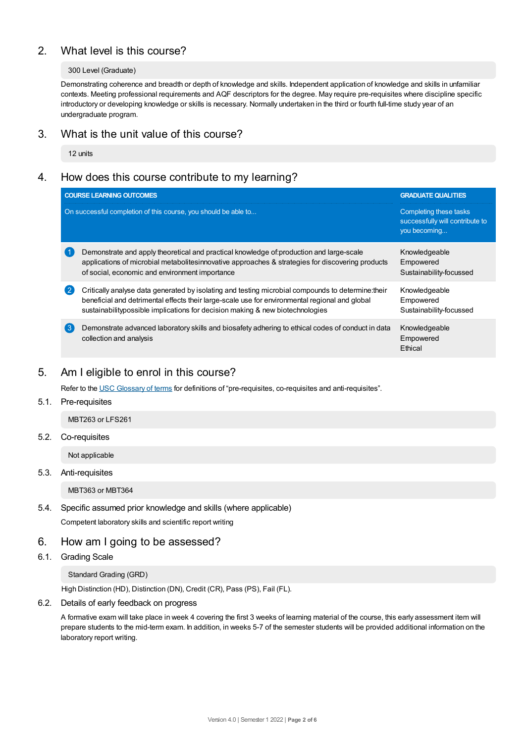## 2. What level is this course?

300 Level (Graduate)

Demonstrating coherence and breadth or depth of knowledge and skills. Independent application of knowledge and skills in unfamiliar contexts. Meeting professional requirements and AQF descriptors for the degree. May require pre-requisites where discipline specific introductory or developing knowledge or skills is necessary. Normally undertaken in the third or fourth full-time study year of an undergraduate program.

## 3. What is the unit value of this course?

12 units

## 4. How does this course contribute to my learning?

| COURSE LEARNING OUTCOMES<br>On successful completion of this course, you should be able to... | GRADUATE QUALITIES<br>Completing these tasks successfully will contribute to you becoming... |
|---|---|
| 1 Demonstrate and apply theoretical and practical knowledge of:production and large-scale applications of microbial metabolitesinnovative approaches & strategies for discovering products of social, economic and environment importance | Knowledgeable<br>Empowered<br>Sustainability-focussed |
| 2 Critically analyse data generated by isolating and testing microbial compounds to determine:their beneficial and detrimental effects their large-scale use for environmental regional and global sustainabilitypossible implications for decision making & new biotechnologies | Knowledgeable<br>Empowered<br>Sustainability-focussed |
| 3 Demonstrate advanced laboratory skills and biosafety adhering to ethical codes of conduct in data collection and analysis | Knowledgeable<br>Empowered<br>Ethical |

## 5. Am I eligible to enrol in this course?

Refer to the USC Glossary of terms for definitions of "pre-requisites, co-requisites and anti-requisites".

### 5.1. Pre-requisites

MBT263 or LFS261

### 5.2. Co-requisites

Not applicable

### 5.3. Anti-requisites

MBT363 or MBT364

### 5.4. Specific assumed prior knowledge and skills (where applicable)

Competent laboratory skills and scientific report writing

## 6. How am I going to be assessed?

### 6.1. Grading Scale

Standard Grading (GRD)

High Distinction (HD), Distinction (DN), Credit (CR), Pass (PS), Fail (FL).

### 6.2. Details of early feedback on progress

A formative exam will take place in week 4 covering the first 3 weeks of learning material of the course, this early assessment item will prepare students to the mid-term exam. In addition, in weeks 5-7 of the semester students will be provided additional information on the laboratory report writing.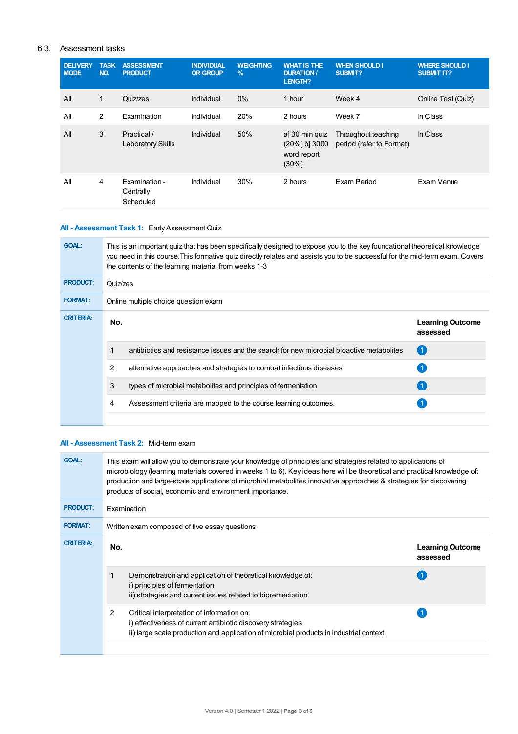## 6.3. Assessment tasks

| DELIVERY MODE | TASK NO. | ASSESSMENT PRODUCT | INDIVIDUAL OR GROUP | WEIGHTING % | WHAT IS THE DURATION / LENGTH? | WHEN SHOULD I SUBMIT? | WHERE SHOULD I SUBMIT IT? |
|---|---|---|---|---|---|---|---|
| All | 1 | Quiz/zes | Individual | 0% | 1 hour | Week 4 | Online Test (Quiz) |
| All | 2 | Examination | Individual | 20% | 2 hours | Week 7 | In Class |
| All | 3 | Practical / Laboratory Skills | Individual | 50% | a] 30 min quiz (20%) b] 3000 word report (30%) | Throughout teaching period (refer to Format) | In Class |
| All | 4 | Examination - Centrally Scheduled | Individual | 30% | 2 hours | Exam Period | Exam Venue |

### All - Assessment Task 1: Early Assessment Quiz

**GOAL:** This is an important quiz that has been specifically designed to expose you to the key foundational theoretical knowledge you need in this course.This formative quiz directly relates and assists you to be successful for the mid-term exam. Covers the contents of the learning material from weeks 1-3

**PRODUCT:** Quiz/zes

**FORMAT:** Online multiple choice question exam

**CRITERIA:**

| No. | | Learning Outcome assessed |
|---|---|---|
| 1 | antibiotics and resistance issues and the search for new microbial bioactive metabolites | 1 |
| 2 | alternative approaches and strategies to combat infectious diseases | 1 |
| 3 | types of microbial metabolites and principles of fermentation | 1 |
| 4 | Assessment criteria are mapped to the course learning outcomes. | 1 |

### All - Assessment Task 2: Mid-term exam

**GOAL:** This exam will allow you to demonstrate your knowledge of principles and strategies related to applications of microbiology (learning materials covered in weeks 1 to 6). Key ideas here will be theoretical and practical knowledge of: production and large-scale applications of microbial metabolites innovative approaches & strategies for discovering products of social, economic and environment importance.

**PRODUCT:** Examination

**FORMAT:** Written exam composed of five essay questions

**CRITERIA:**

| No. | | Learning Outcome assessed |
|---|---|---|
| 1 | Demonstration and application of theoretical knowledge of:<br>i) principles of fermentation<br>ii) strategies and current issues related to bioremediation | 1 |
| 2 | Critical interpretation of information on:<br>i) effectiveness of current antibiotic discovery strategies<br>ii) large scale production and application of microbial products in industrial context | 1 |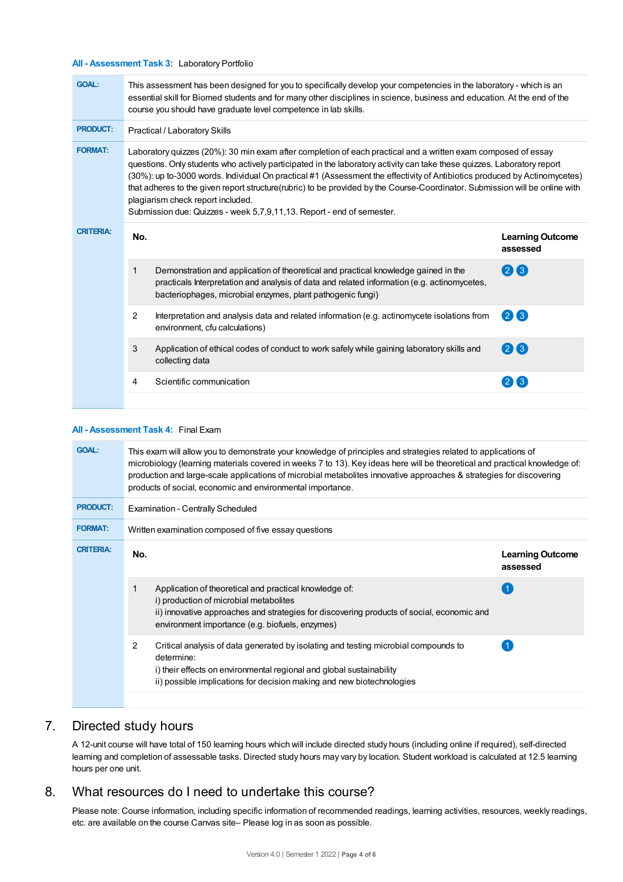### All - Assessment Task 3: Laboratory Portfolio

**GOAL:** This assessment has been designed for you to specifically develop your competencies in the laboratory - which is an essential skill for Biomed students and for many other disciplines in science, business and education. At the end of the course you should have graduate level competence in lab skills.

**PRODUCT:** Practical / Laboratory Skills

**FORMAT:** Laboratory quizzes (20%): 30 min exam after completion of each practical and a written exam composed of essay questions. Only students who actively participated in the laboratory activity can take these quizzes. Laboratory report (30%): up to-3000 words. Individual On practical #1 (Assessment the effectivity of Antibiotics produced by Actinomycetes) that adheres to the given report structure(rubric) to be provided by the Course-Coordinator. Submission will be online with plagiarism check report included.
Submission due: Quizzes - week 5,7,9,11,13. Report - end of semester.

**CRITERIA:**

| No. | | Learning Outcome assessed |
|---|---|---|
| 1 | Demonstration and application of theoretical and practical knowledge gained in the practicals Interpretation and analysis of data and related information (e.g. actinomycetes, bacteriophages, microbial enzymes, plant pathogenic fungi) | 2 3 |
| 2 | Interpretation and analysis data and related information (e.g. actinomycete isolations from environment, cfu calculations) | 2 3 |
| 3 | Application of ethical codes of conduct to work safely while gaining laboratory skills and collecting data | 2 3 |
| 4 | Scientific communication | 2 3 |

### All - Assessment Task 4: Final Exam

**GOAL:** This exam will allow you to demonstrate your knowledge of principles and strategies related to applications of microbiology (learning materials covered in weeks 7 to 13). Key ideas here will be theoretical and practical knowledge of: production and large-scale applications of microbial metabolites innovative approaches & strategies for discovering products of social, economic and environmental importance.

**PRODUCT:** Examination - Centrally Scheduled

**FORMAT:** Written examination composed of five essay questions

**CRITERIA:**

| No. | | Learning Outcome assessed |
|---|---|---|
| 1 | Application of theoretical and practical knowledge of:<br>i) production of microbial metabolites<br>ii) innovative approaches and strategies for discovering products of social, economic and environment importance (e.g. biofuels, enzymes) | 1 |
| 2 | Critical analysis of data generated by isolating and testing microbial compounds to determine:<br>i) their effects on environmental regional and global sustainability<br>ii) possible implications for decision making and new biotechnologies | 1 |

## 7. Directed study hours

A 12-unit course will have total of 150 learning hours which will include directed study hours (including online if required), self-directed learning and completion of assessable tasks. Directed study hours may vary by location. Student workload is calculated at 12.5 learning hours per one unit.

## 8. What resources do I need to undertake this course?

Please note: Course information, including specific information of recommended readings, learning activities, resources, weekly readings, etc. are available on the course Canvas site– Please log in as soon as possible.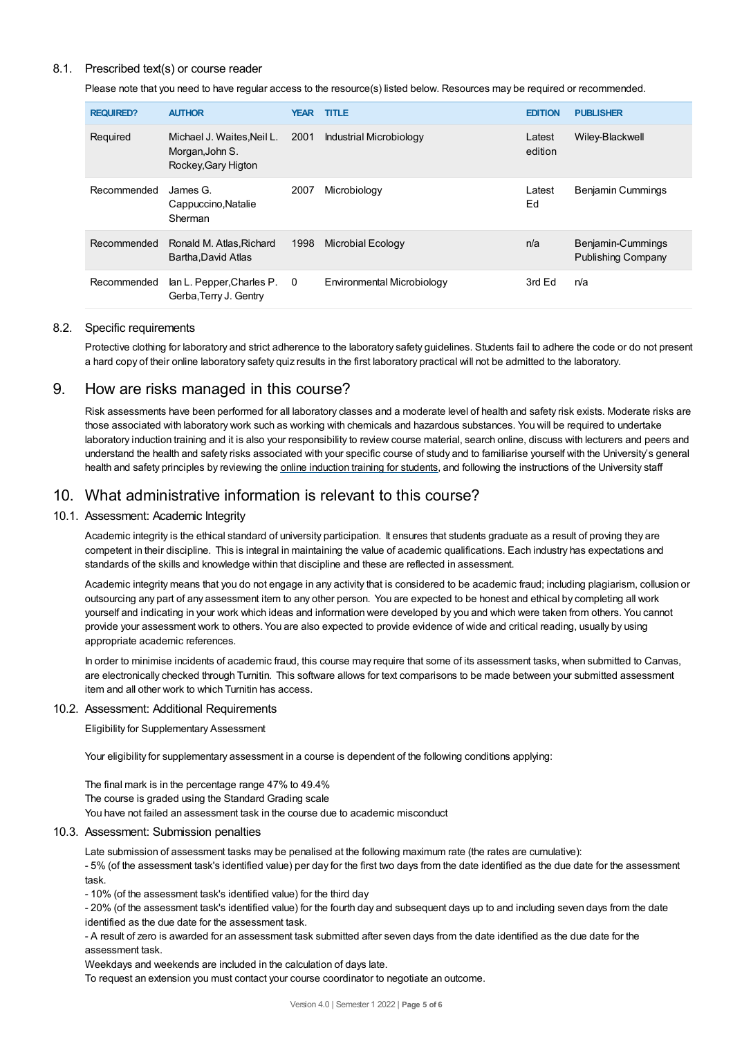### 8.1. Prescribed text(s) or course reader

Please note that you need to have regular access to the resource(s) listed below. Resources may be required or recommended.

| REQUIRED? | AUTHOR | YEAR | TITLE | EDITION | PUBLISHER |
|---|---|---|---|---|---|
| Required | Michael J. Waites,Neil L. Morgan,John S. Rockey,Gary Higton | 2001 | Industrial Microbiology | Latest edition | Wiley-Blackwell |
| Recommended | James G. Cappuccino,Natalie Sherman | 2007 | Microbiology | Latest Ed | Benjamin Cummings |
| Recommended | Ronald M. Atlas,Richard Bartha,David Atlas | 1998 | Microbial Ecology | n/a | Benjamin-Cummings Publishing Company |
| Recommended | Ian L. Pepper,Charles P. Gerba,Terry J. Gentry | 0 | Environmental Microbiology | 3rd Ed | n/a |

### 8.2. Specific requirements

Protective clothing for laboratory and strict adherence to the laboratory safety guidelines. Students fail to adhere the code or do not present a hard copy of their online laboratory safety quiz results in the first laboratory practical will not be admitted to the laboratory.

## 9. How are risks managed in this course?

Risk assessments have been performed for all laboratory classes and a moderate level of health and safety risk exists. Moderate risks are those associated with laboratory work such as working with chemicals and hazardous substances. You will be required to undertake laboratory induction training and it is also your responsibility to review course material, search online, discuss with lecturers and peers and understand the health and safety risks associated with your specific course of study and to familiarise yourself with the University's general health and safety principles by reviewing the online induction training for students, and following the instructions of the University staff

## 10. What administrative information is relevant to this course?

### 10.1. Assessment: Academic Integrity

Academic integrity is the ethical standard of university participation. It ensures that students graduate as a result of proving they are competent in their discipline. This is integral in maintaining the value of academic qualifications. Each industry has expectations and standards of the skills and knowledge within that discipline and these are reflected in assessment.

Academic integrity means that you do not engage in any activity that is considered to be academic fraud; including plagiarism, collusion or outsourcing any part of any assessment item to any other person. You are expected to be honest and ethical by completing all work yourself and indicating in your work which ideas and information were developed by you and which were taken from others. You cannot provide your assessment work to others. You are also expected to provide evidence of wide and critical reading, usually by using appropriate academic references.

In order to minimise incidents of academic fraud, this course may require that some of its assessment tasks, when submitted to Canvas, are electronically checked through Turnitin. This software allows for text comparisons to be made between your submitted assessment item and all other work to which Turnitin has access.

### 10.2. Assessment: Additional Requirements

Eligibility for Supplementary Assessment

Your eligibility for supplementary assessment in a course is dependent of the following conditions applying:

The final mark is in the percentage range 47% to 49.4%
The course is graded using the Standard Grading scale
You have not failed an assessment task in the course due to academic misconduct

### 10.3. Assessment: Submission penalties

Late submission of assessment tasks may be penalised at the following maximum rate (the rates are cumulative):
- 5% (of the assessment task's identified value) per day for the first two days from the date identified as the due date for the assessment task.
- 10% (of the assessment task's identified value) for the third day
- 20% (of the assessment task's identified value) for the fourth day and subsequent days up to and including seven days from the date identified as the due date for the assessment task.
- A result of zero is awarded for an assessment task submitted after seven days from the date identified as the due date for the assessment task.

Weekdays and weekends are included in the calculation of days late.
To request an extension you must contact your course coordinator to negotiate an outcome.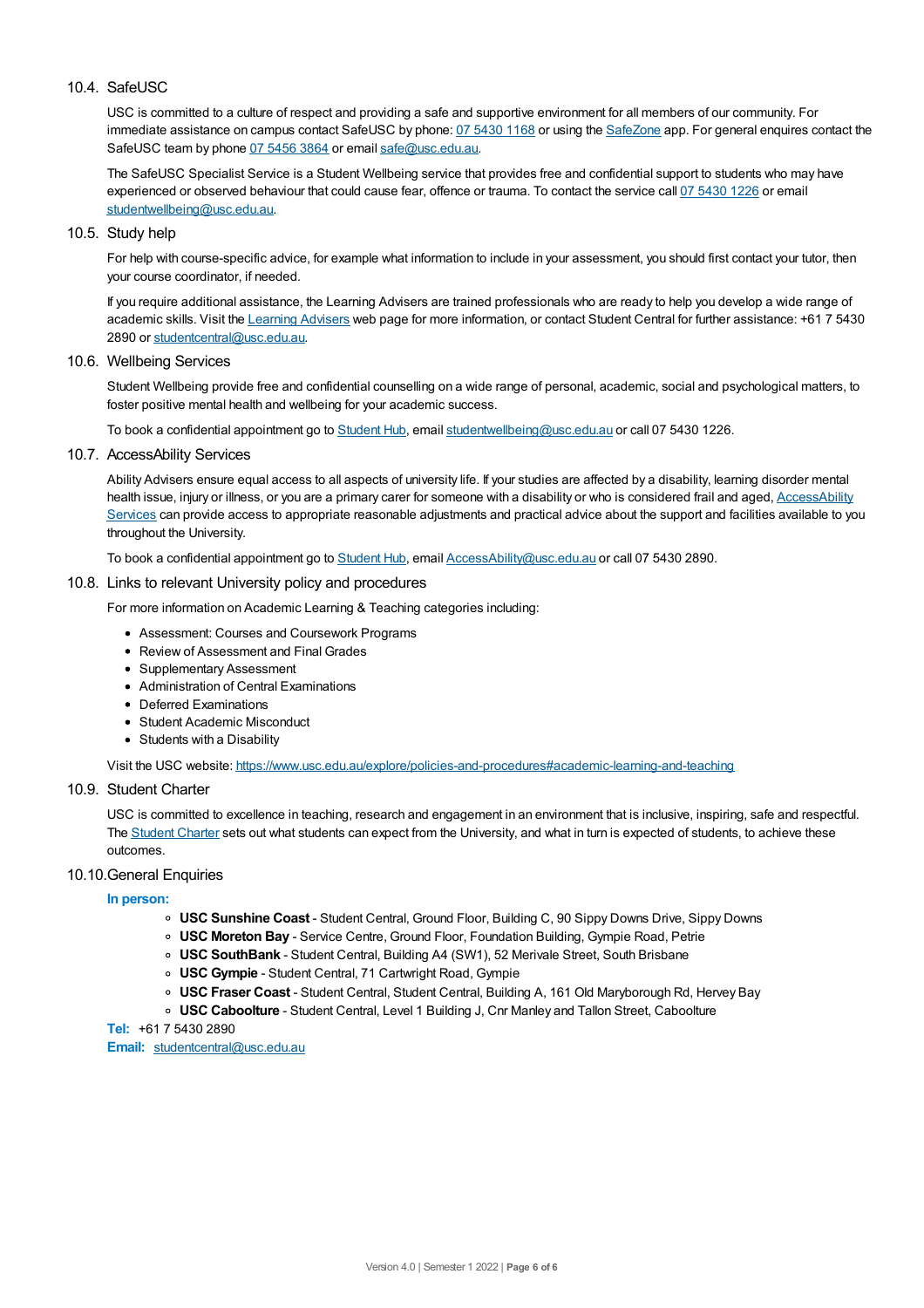### 10.4. SafeUSC

USC is committed to a culture of respect and providing a safe and supportive environment for all members of our community. For immediate assistance on campus contact SafeUSC by phone: 07 5430 1168 or using the SafeZone app. For general enquires contact the SafeUSC team by phone 07 5456 3864 or email safe@usc.edu.au.

The SafeUSC Specialist Service is a Student Wellbeing service that provides free and confidential support to students who may have experienced or observed behaviour that could cause fear, offence or trauma. To contact the service call 07 5430 1226 or email studentwellbeing@usc.edu.au.

### 10.5. Study help

For help with course-specific advice, for example what information to include in your assessment, you should first contact your tutor, then your course coordinator, if needed.

If you require additional assistance, the Learning Advisers are trained professionals who are ready to help you develop a wide range of academic skills. Visit the Learning Advisers web page for more information, or contact Student Central for further assistance: +61 7 5430 2890 or studentcentral@usc.edu.au.

### 10.6. Wellbeing Services

Student Wellbeing provide free and confidential counselling on a wide range of personal, academic, social and psychological matters, to foster positive mental health and wellbeing for your academic success.

To book a confidential appointment go to Student Hub, email studentwellbeing@usc.edu.au or call 07 5430 1226.

### 10.7. AccessAbility Services

Ability Advisers ensure equal access to all aspects of university life. If your studies are affected by a disability, learning disorder mental health issue, injury or illness, or you are a primary carer for someone with a disability or who is considered frail and aged, AccessAbility Services can provide access to appropriate reasonable adjustments and practical advice about the support and facilities available to you throughout the University.

To book a confidential appointment go to Student Hub, email AccessAbility@usc.edu.au or call 07 5430 2890.

### 10.8. Links to relevant University policy and procedures

For more information on Academic Learning & Teaching categories including:

- Assessment: Courses and Coursework Programs
- Review of Assessment and Final Grades
- Supplementary Assessment
- Administration of Central Examinations
- Deferred Examinations
- Student Academic Misconduct
- Students with a Disability

Visit the USC website: https://www.usc.edu.au/explore/policies-and-procedures#academic-learning-and-teaching

### 10.9. Student Charter

USC is committed to excellence in teaching, research and engagement in an environment that is inclusive, inspiring, safe and respectful. The Student Charter sets out what students can expect from the University, and what in turn is expected of students, to achieve these outcomes.

### 10.10. General Enquiries

**In person:**

- **USC Sunshine Coast** - Student Central, Ground Floor, Building C, 90 Sippy Downs Drive, Sippy Downs
- **USC Moreton Bay** - Service Centre, Ground Floor, Foundation Building, Gympie Road, Petrie
- **USC SouthBank** - Student Central, Building A4 (SW1), 52 Merivale Street, South Brisbane
- **USC Gympie** - Student Central, 71 Cartwright Road, Gympie
- **USC Fraser Coast** - Student Central, Student Central, Building A, 161 Old Maryborough Rd, Hervey Bay
- **USC Caboolture** - Student Central, Level 1 Building J, Cnr Manley and Tallon Street, Caboolture

**Tel:** +61 7 5430 2890

**Email:** studentcentral@usc.edu.au